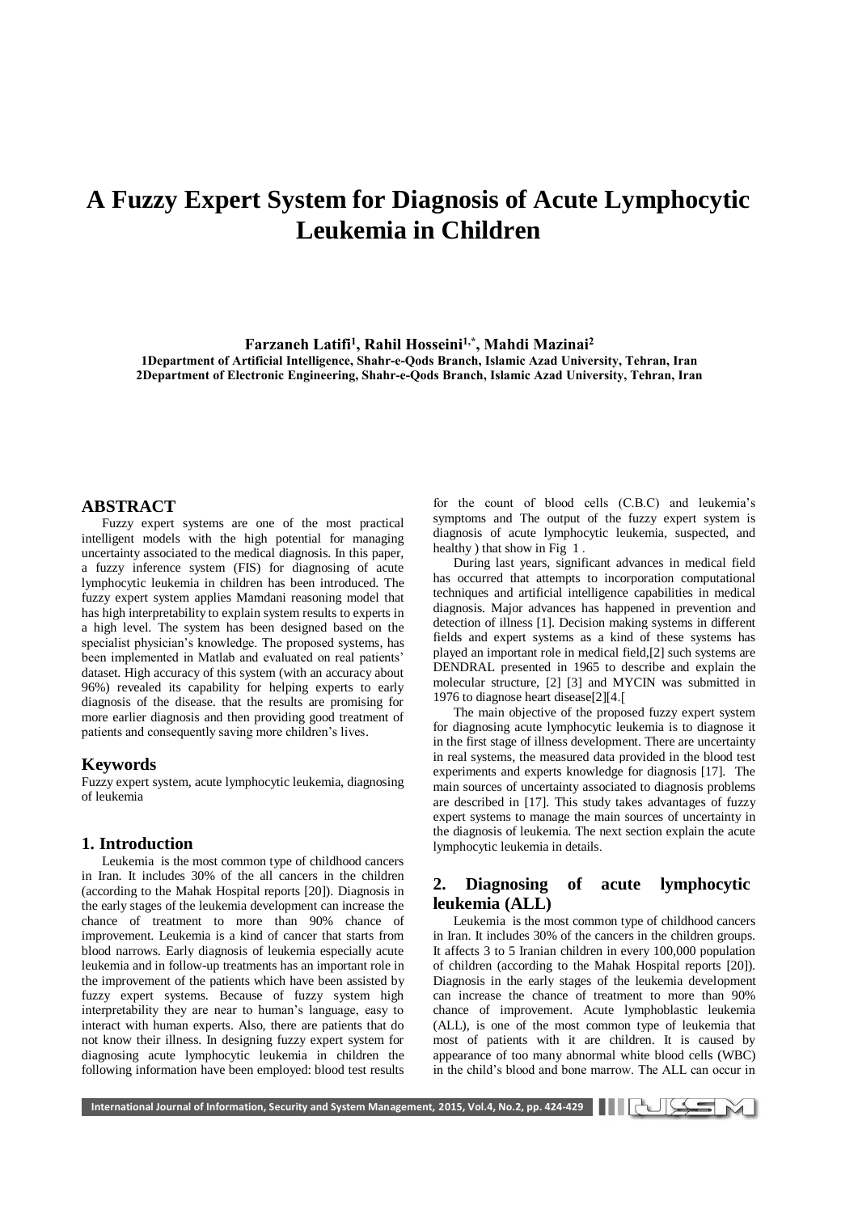# A Fuzzy Expert System for Diagnosis of Acute Lymphocytic Leukemia in Children

**Farzaneh Latifi[1], Rahil Hosseini[1,*], Mahdi Mazinai[2]**

**1Department of Artificial Intelligence, Shahr-e-Qods Branch, Islamic Azad University, Tehran, Iran**
**2Department of Electronic Engineering, Shahr-e-Qods Branch, Islamic Azad University, Tehran, Iran**

## ABSTRACT

Fuzzy expert systems are one of the most practical intelligent models with the high potential for managing uncertainty associated to the medical diagnosis. In this paper, a fuzzy inference system (FIS) for diagnosing of acute lymphocytic leukemia in children has been introduced. The fuzzy expert system applies Mamdani reasoning model that has high interpretability to explain system results to experts in a high level. The system has been designed based on the specialist physician's knowledge. The proposed systems, has been implemented in Matlab and evaluated on real patients' dataset. High accuracy of this system (with an accuracy about 96%) revealed its capability for helping experts to early diagnosis of the disease. that the results are promising for more earlier diagnosis and then providing good treatment of patients and consequently saving more children's lives.

## Keywords

Fuzzy expert system, acute lymphocytic leukemia, diagnosing of leukemia

## 1. Introduction

Leukemia is the most common type of childhood cancers in Iran. It includes 30% of the all cancers in the children (according to the Mahak Hospital reports [20]). Diagnosis in the early stages of the leukemia development can increase the chance of treatment to more than 90% chance of improvement. Leukemia is a kind of cancer that starts from blood narrows. Early diagnosis of leukemia especially acute leukemia and in follow-up treatments has an important role in the improvement of the patients which have been assisted by fuzzy expert systems. Because of fuzzy system high interpretability they are near to human's language, easy to interact with human experts. Also, there are patients that do not know their illness. In designing fuzzy expert system for diagnosing acute lymphocytic leukemia in children the following information have been employed: blood test results for the count of blood cells (C.B.C) and leukemia's symptoms and The output of the fuzzy expert system is diagnosis of acute lymphocytic leukemia, suspected, and healthy ) that show in Fig 1 .

During last years, significant advances in medical field has occurred that attempts to incorporation computational techniques and artificial intelligence capabilities in medical diagnosis. Major advances has happened in prevention and detection of illness [1]. Decision making systems in different fields and expert systems as a kind of these systems has played an important role in medical field,[2] such systems are DENDRAL presented in 1965 to describe and explain the molecular structure, [2] [3] and MYCIN was submitted in 1976 to diagnose heart disease[2][4.[

The main objective of the proposed fuzzy expert system for diagnosing acute lymphocytic leukemia is to diagnose it in the first stage of illness development. There are uncertainty in real systems, the measured data provided in the blood test experiments and experts knowledge for diagnosis [17]. The main sources of uncertainty associated to diagnosis problems are described in [17]. This study takes advantages of fuzzy expert systems to manage the main sources of uncertainty in the diagnosis of leukemia. The next section explain the acute lymphocytic leukemia in details.

## 2. Diagnosing of acute lymphocytic leukemia (ALL)

Leukemia is the most common type of childhood cancers in Iran. It includes 30% of the cancers in the children groups. It affects 3 to 5 Iranian children in every 100,000 population of children (according to the Mahak Hospital reports [20]). Diagnosis in the early stages of the leukemia development can increase the chance of treatment to more than 90% chance of improvement. Acute lymphoblastic leukemia (ALL), is one of the most common type of leukemia that most of patients with it are children. It is caused by appearance of too many abnormal white blood cells (WBC) in the child's blood and bone marrow. The ALL can occur in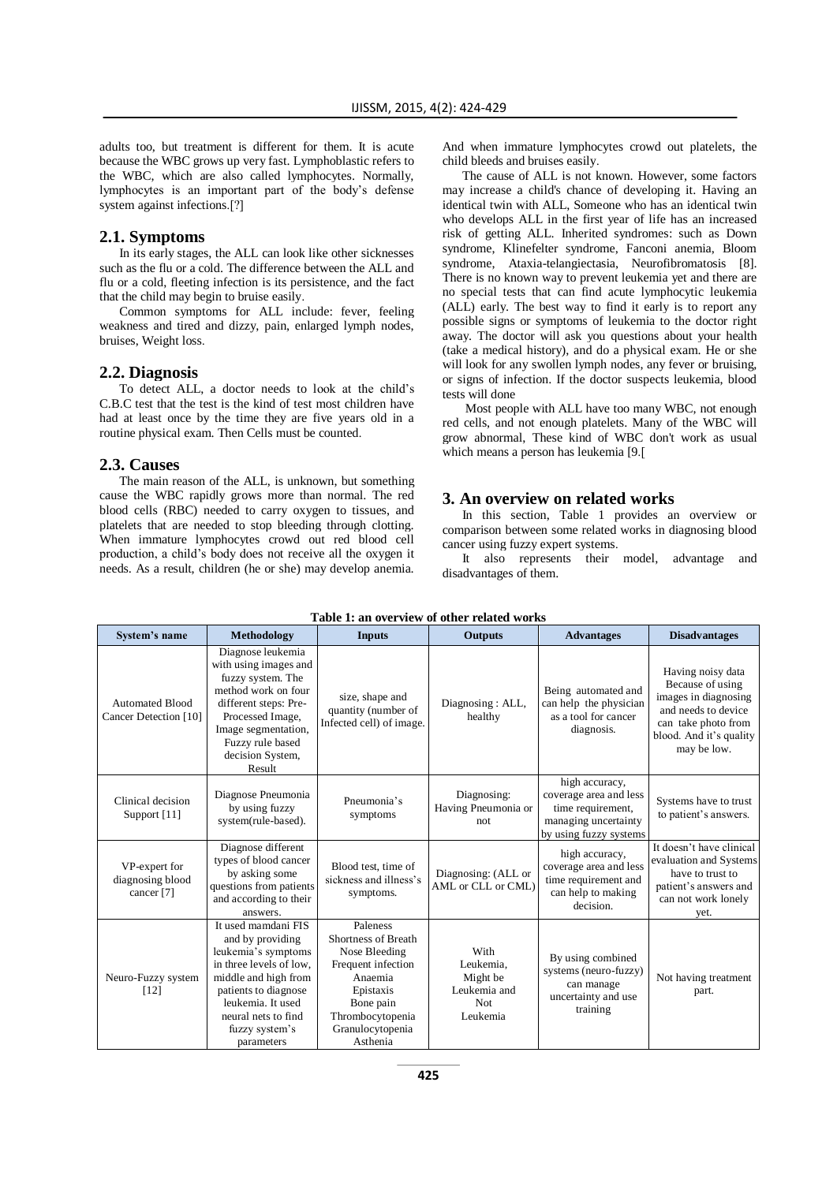adults too, but treatment is different for them. It is acute because the WBC grows up very fast. Lymphoblastic refers to the WBC, which are also called lymphocytes. Normally, lymphocytes is an important part of the body's defense system against infections.[?]

## 2.1. Symptoms

In its early stages, the ALL can look like other sicknesses such as the flu or a cold. The difference between the ALL and flu or a cold, fleeting infection is its persistence, and the fact that the child may begin to bruise easily.

Common symptoms for ALL include: fever, feeling weakness and tired and dizzy, pain, enlarged lymph nodes, bruises, Weight loss.

## 2.2. Diagnosis

To detect ALL, a doctor needs to look at the child's C.B.C test that the test is the kind of test most children have had at least once by the time they are five years old in a routine physical exam. Then Cells must be counted.

## 2.3. Causes

The main reason of the ALL, is unknown, but something cause the WBC rapidly grows more than normal. The red blood cells (RBC) needed to carry oxygen to tissues, and platelets that are needed to stop bleeding through clotting. When immature lymphocytes crowd out red blood cell production, a child's body does not receive all the oxygen it needs. As a result, children (he or she) may develop anemia. And when immature lymphocytes crowd out platelets, the child bleeds and bruises easily.

The cause of ALL is not known. However, some factors may increase a child's chance of developing it. Having an identical twin with ALL, Someone who has an identical twin who develops ALL in the first year of life has an increased risk of getting ALL. Inherited syndromes: such as Down syndrome, Klinefelter syndrome, Fanconi anemia, Bloom syndrome, Ataxia-telangiectasia, Neurofibromatosis [8]. There is no known way to prevent leukemia yet and there are no special tests that can find acute lymphocytic leukemia (ALL) early. The best way to find it early is to report any possible signs or symptoms of leukemia to the doctor right away. The doctor will ask you questions about your health (take a medical history), and do a physical exam. He or she will look for any swollen lymph nodes, any fever or bruising, or signs of infection. If the doctor suspects leukemia, blood tests will done

Most people with ALL have too many WBC, not enough red cells, and not enough platelets. Many of the WBC will grow abnormal, These kind of WBC don't work as usual which means a person has leukemia [9.[

# 3. An overview on related works

In this section, Table 1 provides an overview or comparison between some related works in diagnosing blood cancer using fuzzy expert systems.

It also represents their model, advantage and disadvantages of them.

**Table 1: an overview of other related works**

| System's name | Methodology | Inputs | Outputs | Advantages | Disadvantages |
|---|---|---|---|---|---|
| Automated Blood Cancer Detection [10] | Diagnose leukemia with using images and fuzzy system. The method work on four different steps: Pre-Processed Image, Image segmentation, Fuzzy rule based decision System, Result | size, shape and quantity (number of Infected cell) of image. | Diagnosing : ALL, healthy | Being automated and can help the physician as a tool for cancer diagnosis. | Having noisy data Because of using images in diagnosing and needs to device can take photo from blood. And it's quality may be low. |
| Clinical decision Support [11] | Diagnose Pneumonia by using fuzzy system(rule-based). | Pneumonia's symptoms | Diagnosing: Having Pneumonia or not | high accuracy, coverage area and less time requirement, managing uncertainty by using fuzzy systems | Systems have to trust to patient's answers. |
| VP-expert for diagnosing blood cancer [7] | Diagnose different types of blood cancer by asking some questions from patients and according to their answers. | Blood test, time of sickness and illness's symptoms. | Diagnosing: (ALL or AML or CLL or CML) | high accuracy, coverage area and less time requirement and can help to making decision. | It doesn't have clinical evaluation and Systems have to trust to patient's answers and can not work lonely yet. |
| Neuro-Fuzzy system [12] | It used mamdani FIS and by providing leukemia's symptoms in three levels of low, middle and high from patients to diagnose leukemia. It used neural nets to find fuzzy system's parameters | Paleness<br>Shortness of Breath<br>Nose Bleeding<br>Frequent infection<br>Anaemia<br>Epistaxis<br>Bone pain<br>Thrombocytopenia<br>Granulocytopenia<br>Asthenia | With Leukemia, Might be Leukemia and Not Leukemia | By using combined systems (neuro-fuzzy) can manage uncertainty and use training | Not having treatment part. |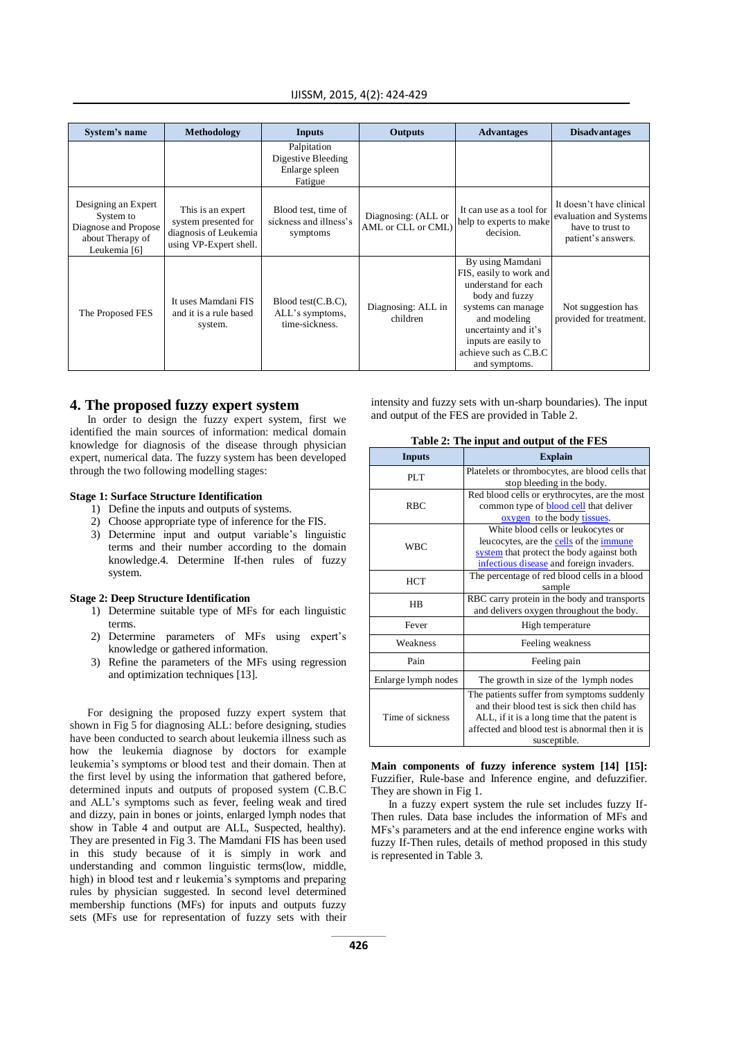| System's name | Methodology | Inputs | Outputs | Advantages | Disadvantages |
|---|---|---|---|---|---|
| | | Palpitation Digestive Bleeding Enlarge spleen Fatigue | | | |
| Designing an Expert System to Diagnose and Propose about Therapy of Leukemia [6] | This is an expert system presented for diagnosis of Leukemia using VP-Expert shell. | Blood test, time of sickness and illness's symptoms | Diagnosing: (ALL or AML or CLL or CML) | It can use as a tool for help to experts to make decision. | It doesn't have clinical evaluation and Systems have to trust to patient's answers. |
| The Proposed FES | It uses Mamdani FIS and it is a rule based system. | Blood test(C.B.C), ALL's symptoms, time-sickness. | Diagnosing: ALL in children | By using Mamdani FIS, easily to work and understand for each body and fuzzy systems can manage and modeling uncertainty and it's inputs are easily to achieve such as C.B.C and symptoms. | Not suggestion has provided for treatment. |

## 4. The proposed fuzzy expert system

In order to design the fuzzy expert system, first we identified the main sources of information: medical domain knowledge for diagnosis of the disease through physician expert, numerical data. The fuzzy system has been developed through the two following modelling stages:

**Stage 1: Surface Structure Identification**

1) Define the inputs and outputs of systems.
2) Choose appropriate type of inference for the FIS.
3) Determine input and output variable's linguistic terms and their number according to the domain knowledge.4. Determine If-then rules of fuzzy system.

**Stage 2: Deep Structure Identification**

1) Determine suitable type of MFs for each linguistic terms.
2) Determine parameters of MFs using expert's knowledge or gathered information.
3) Refine the parameters of the MFs using regression and optimization techniques [13].

For designing the proposed fuzzy expert system that shown in Fig 5 for diagnosing ALL: before designing, studies have been conducted to search about leukemia illness such as how the leukemia diagnose by doctors for example leukemia's symptoms or blood test and their domain. Then at the first level by using the information that gathered before, determined inputs and outputs of proposed system (C.B.C and ALL's symptoms such as fever, feeling weak and tired and dizzy, pain in bones or joints, enlarged lymph nodes that show in Table 4 and output are ALL, Suspected, healthy). They are presented in Fig 3. The Mamdani FIS has been used in this study because of it is simply in work and understanding and common linguistic terms(low, middle, high) in blood test and r leukemia's symptoms and preparing rules by physician suggested. In second level determined membership functions (MFs) for inputs and outputs fuzzy sets (MFs use for representation of fuzzy sets with their intensity and fuzzy sets with un-sharp boundaries). The input and output of the FES are provided in Table 2.

**Table 2: The input and output of the FES**

| Inputs | Explain |
|---|---|
| PLT | Platelets or thrombocytes, are blood cells that stop bleeding in the body. |
| RBC | Red blood cells or erythrocytes, are the most common type of blood cell that deliver oxygen to the body tissues. |
| WBC | White blood cells or leukocytes or leucocytes, are the cells of the immune system that protect the body against both infectious disease and foreign invaders. |
| HCT | The percentage of red blood cells in a blood sample |
| HB | RBC carry protein in the body and transports and delivers oxygen throughout the body. |
| Fever | High temperature |
| Weakness | Feeling weakness |
| Pain | Feeling pain |
| Enlarge lymph nodes | The growth in size of the lymph nodes |
| Time of sickness | The patients suffer from symptoms suddenly and their blood test is sick then child has ALL, if it is a long time that the patent is affected and blood test is abnormal then it is susceptible. |

**Main components of fuzzy inference system [14] [15]:** Fuzzifier, Rule-base and Inference engine, and defuzzifier. They are shown in Fig 1.

In a fuzzy expert system the rule set includes fuzzy If-Then rules. Data base includes the information of MFs and MFs's parameters and at the end inference engine works with fuzzy If-Then rules, details of method proposed in this study is represented in Table 3.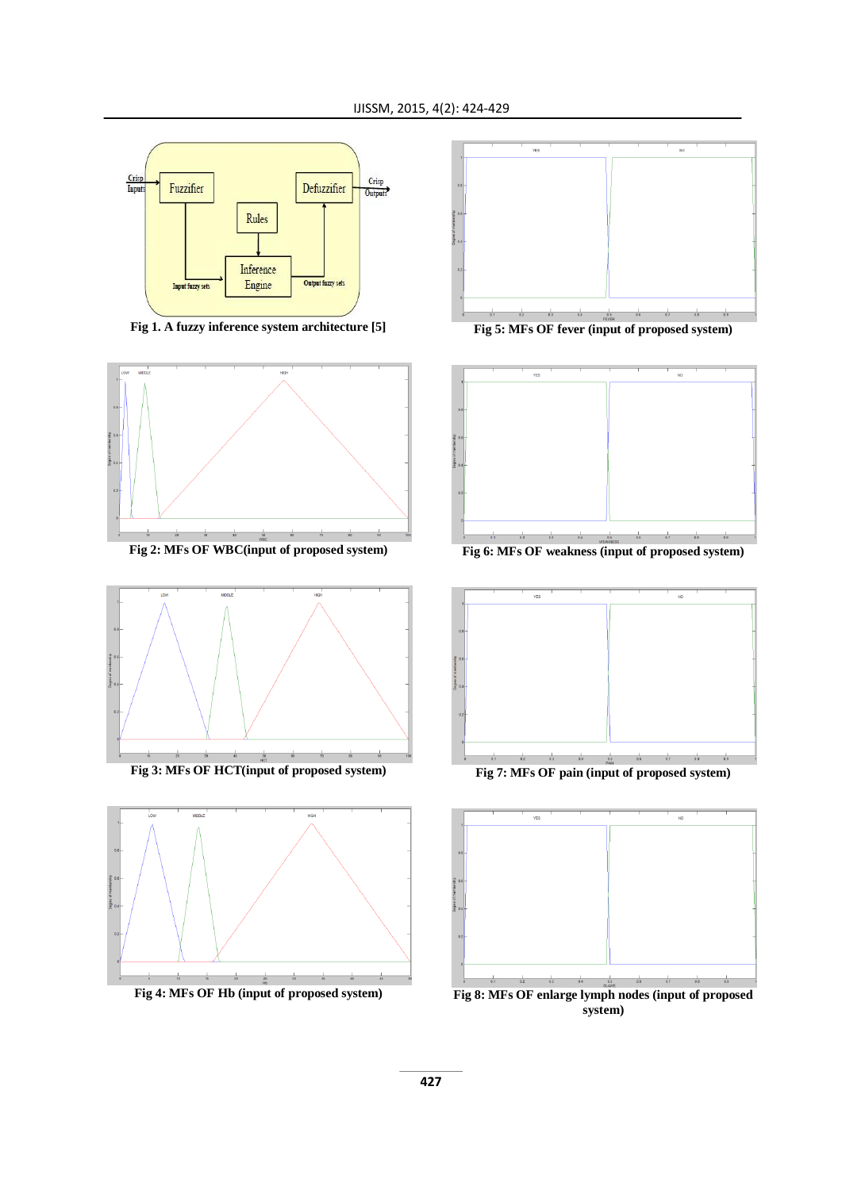Fig 1. A fuzzy inference system architecture [5]

Fig 5: MFs OF fever (input of proposed system)

Fig 2: MFs OF WBC(input of proposed system)

Fig 6: MFs OF weakness (input of proposed system)

Fig 3: MFs OF HCT(input of proposed system)

Fig 7: MFs OF pain (input of proposed system)

Fig 4: MFs OF Hb (input of proposed system)

Fig 8: MFs OF enlarge lymph nodes (input of proposed system)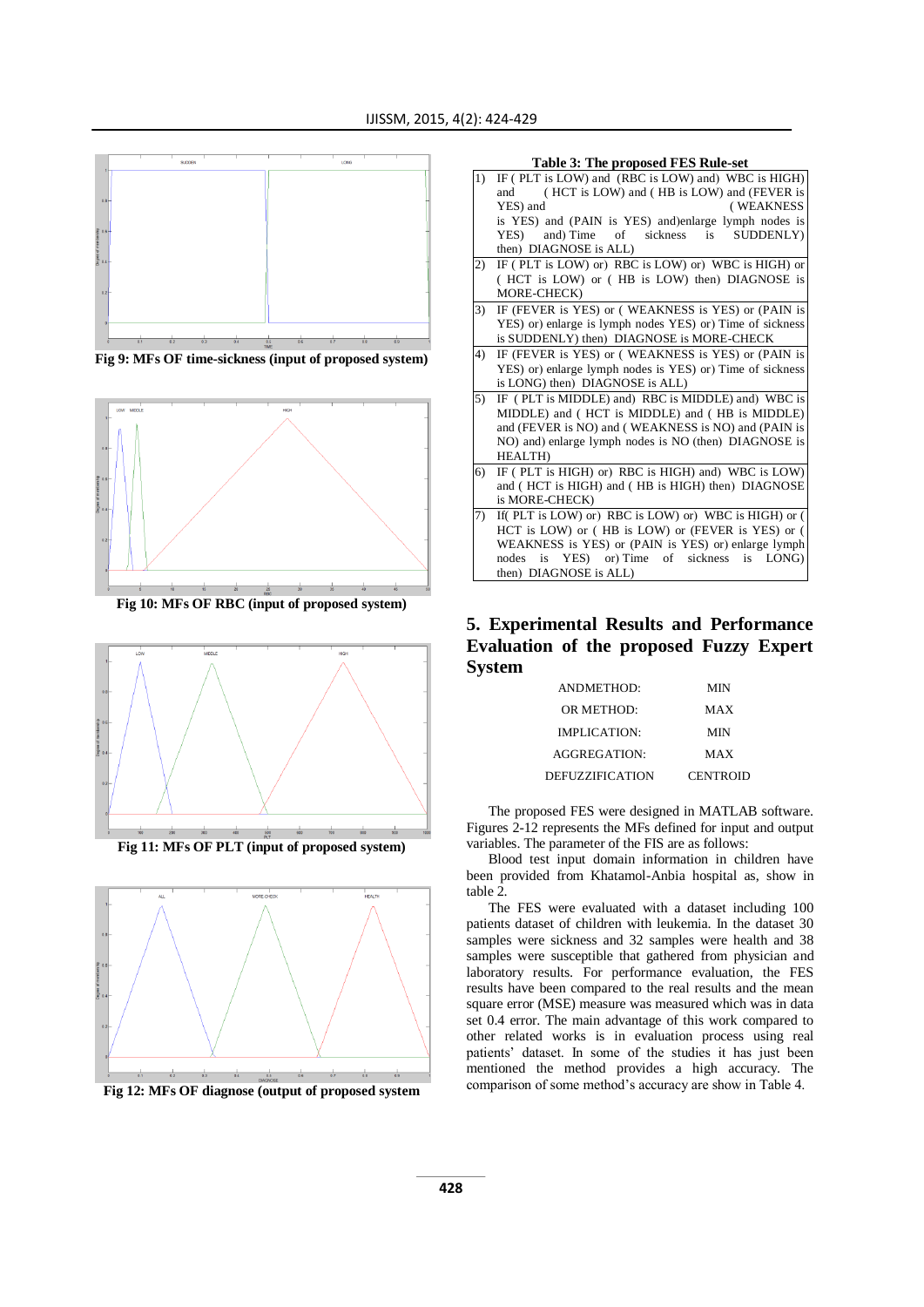Fig 9: MFs OF time-sickness (input of proposed system)

Fig 10: MFs OF RBC (input of proposed system)

Fig 11: MFs OF PLT (input of proposed system)

Fig 12: MFs OF diagnose (output of proposed system

**Table 3: The proposed FES Rule-set**

| | |
|---|---|
| 1) | IF ( PLT is LOW) and (RBC is LOW) and) WBC is HIGH) and ( HCT is LOW) and ( HB is LOW) and (FEVER is YES) and ( WEAKNESS is YES) and (PAIN is YES) and)enlarge lymph nodes is YES) and) Time of sickness is SUDDENLY) then) DIAGNOSE is ALL) |
| 2) | IF ( PLT is LOW) or) RBC is LOW) or) WBC is HIGH) or ( HCT is LOW) or ( HB is LOW) then) DIAGNOSE is MORE-CHECK) |
| 3) | IF (FEVER is YES) or ( WEAKNESS is YES) or (PAIN is YES) or) enlarge is lymph nodes YES) or) Time of sickness is SUDDENLY) then) DIAGNOSE is MORE-CHECK |
| 4) | IF (FEVER is YES) or ( WEAKNESS is YES) or (PAIN is YES) or) enlarge lymph nodes is YES) or) Time of sickness is LONG) then) DIAGNOSE is ALL) |
| 5) | IF ( PLT is MIDDLE) and) RBC is MIDDLE) and) WBC is MIDDLE) and ( HCT is MIDDLE) and ( HB is MIDDLE) and (FEVER is NO) and ( WEAKNESS is NO) and (PAIN is NO) and) enlarge lymph nodes is NO) (then) DIAGNOSE is HEALTH) |
| 6) | IF ( PLT is HIGH) or) RBC is HIGH) and) WBC is LOW) and ( HCT is HIGH) and ( HB is HIGH) then) DIAGNOSE is MORE-CHECK) |
| 7) | If( PLT is LOW) or) RBC is LOW) or) WBC is HIGH) or ( HCT is LOW) or ( HB is LOW) or (FEVER is YES) or ( WEAKNESS is YES) or (PAIN is YES) or) enlarge lymph nodes is YES) or) Time of sickness is LONG) then) DIAGNOSE is ALL) |

## 5. Experimental Results and Performance Evaluation of the proposed Fuzzy Expert System

| | |
|---|---|
| ANDMETHOD: | MIN |
| OR METHOD: | MAX |
| IMPLICATION: | MIN |
| AGGREGATION: | MAX |
| DEFUZZIFICATION | CENTROID |

The proposed FES were designed in MATLAB software. Figures 2-12 represents the MFs defined for input and output variables. The parameter of the FIS are as follows:

Blood test input domain information in children have been provided from Khatamol-Anbia hospital as, show in table 2.

The FES were evaluated with a dataset including 100 patients dataset of children with leukemia. In the dataset 30 samples were sickness and 32 samples were health and 38 samples were susceptible that gathered from physician and laboratory results. For performance evaluation, the FES results have been compared to the real results and the mean square error (MSE) measure was measured which was in data set 0.4 error. The main advantage of this work compared to other related works is in evaluation process using real patients' dataset. In some of the studies it has just been mentioned the method provides a high accuracy. The comparison of some method's accuracy are show in Table 4.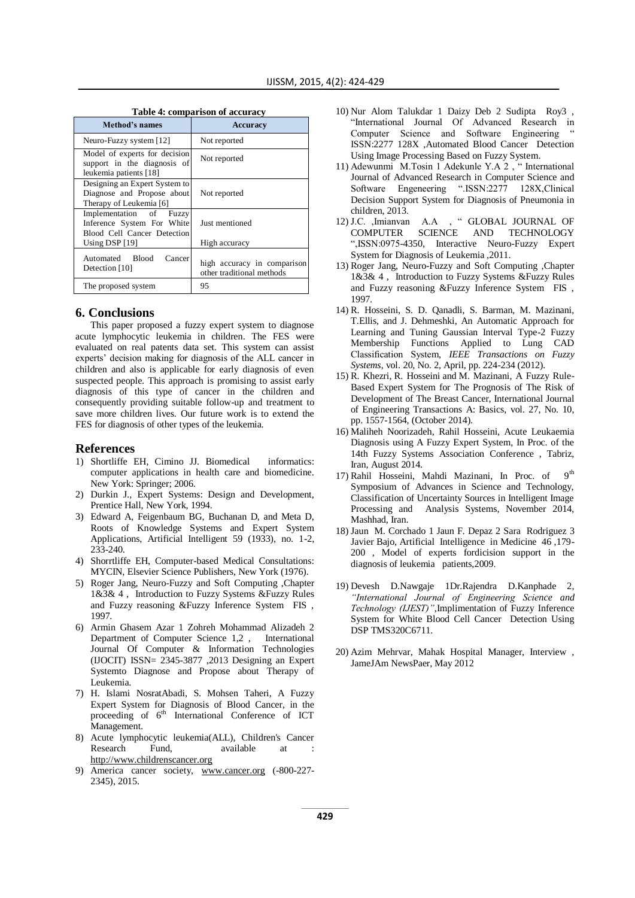**Table 4: comparison of accuracy**

| Method's names | Accuracy |
| --- | --- |
| Neuro-Fuzzy system [12] | Not reported |
| Model of experts for decision support in the diagnosis of leukemia patients [18] | Not reported |
| Designing an Expert System to Diagnose and Propose about Therapy of Leukemia [6] | Not reported |
| Implementation of Fuzzy Inference System For White Blood Cell Cancer Detection Using DSP [19] | Just mentioned<br>High accuracy |
| Automated Blood Cancer Detection [10] | high accuracy in comparison other traditional methods |
| The proposed system | 95 |

## 6. Conclusions

This paper proposed a fuzzy expert system to diagnose acute lymphocytic leukemia in children. The FES were evaluated on real patents data set. This system can assist experts' decision making for diagnosis of the ALL cancer in children and also is applicable for early diagnosis of even suspected people. This approach is promising to assist early diagnosis of this type of cancer in the children and consequently providing suitable follow-up and treatment to save more children lives. Our future work is to extend the FES for diagnosis of other types of the leukemia.

## References

1) Shortliffe EH, Cimino JJ. Biomedical informatics: computer applications in health care and biomedicine. New York: Springer; 2006.
2) Durkin J., Expert Systems: Design and Development, Prentice Hall, New York, 1994.
3) Edward A, Feigenbaum BG, Buchanan D, and Meta D, Roots of Knowledge Systems and Expert System Applications, Artificial Intelligent 59 (1933), no. 1-2, 233-240.
4) Shorrtliffe EH, Computer-based Medical Consultations: MYCIN, Elsevier Science Publishers, New York (1976).
5) Roger Jang, Neuro-Fuzzy and Soft Computing ,Chapter 1&3& 4 , Introduction to Fuzzy Systems &Fuzzy Rules and Fuzzy reasoning &Fuzzy Inference System FIS , 1997.
6) Armin Ghasem Azar 1 Zohreh Mohammad Alizadeh 2 Department of Computer Science 1,2 , International Journal Of Computer & Information Technologies (IJOCIT) ISSN= 2345-3877 ,2013 Designing an Expert Systemto Diagnose and Propose about Therapy of Leukemia.
7) H. Islami NosratAbadi, S. Mohsen Taheri, A Fuzzy Expert System for Diagnosis of Blood Cancer, in the proceeding of 6[th] International Conference of ICT Management.
8) Acute lymphocytic leukemia(ALL), Children's Cancer Research Fund, available at : http://www.childrenscancer.org
9) America cancer society, www.cancer.org (-800-227-2345), 2015.
10) Nur Alom Talukdar 1 Daizy Deb 2 Sudipta Roy3 , "International Journal Of Advanced Research in Computer Science and Software Engineering " ISSN:2277 128X ,Automated Blood Cancer Detection Using Image Processing Based on Fuzzy System.
11) Adewunmi M.Tosin 1 Adekunle Y.A 2 , " International Journal of Advanced Research in Computer Science and Software Engeneering ".ISSN:2277 128X,Clinical Decision Support System for Diagnosis of Pneumonia in children, 2013.
12) J.C. ,Imianvan A.A , " GLOBAL JOURNAL OF COMPUTER SCIENCE AND TECHNOLOGY ",ISSN:0975-4350, Interactive Neuro-Fuzzy Expert System for Diagnosis of Leukemia ,2011.
13) Roger Jang, Neuro-Fuzzy and Soft Computing ,Chapter 1&3& 4 , Introduction to Fuzzy Systems &Fuzzy Rules and Fuzzy reasoning &Fuzzy Inference System FIS , 1997.
14) R. Hosseini, S. D. Qanadli, S. Barman, M. Mazinani, T.Ellis, and J. Dehmeshki, An Automatic Approach for Learning and Tuning Gaussian Interval Type-2 Fuzzy Membership Functions Applied to Lung CAD Classification System, *IEEE Transactions on Fuzzy Systems*, vol. 20, No. 2, April, pp. 224-234 (2012).
15) R. Khezri, R. Hosseini and M. Mazinani, A Fuzzy Rule-Based Expert System for The Prognosis of The Risk of Development of The Breast Cancer, International Journal of Engineering Transactions A: Basics, vol. 27, No. 10, pp. 1557-1564, (October 2014).
16) Maliheh Noorizadeh, Rahil Hosseini, Acute Leukaemia Diagnosis using A Fuzzy Expert System, In Proc. of the 14th Fuzzy Systems Association Conference , Tabriz, Iran, August 2014.
17) Rahil Hosseini, Mahdi Mazinani, In Proc. of 9[th] Symposium of Advances in Science and Technology, Classification of Uncertainty Sources in Intelligent Image Processing and Analysis Systems, November 2014, Mashhad, Iran.
18) Jaun M. Corchado 1 Jaun F. Depaz 2 Sara Rodriguez 3 Javier Bajo, Artificial Intelligence in Medicine 46 ,179-200 , Model of experts fordicision support in the diagnosis of leukemia patients,2009.
19) Devesh D.Nawgaje 1Dr.Rajendra D.Kanphade 2, *"International Journal of Engineering Science and Technology (IJEST)"*,Implimentation of Fuzzy Inference System for White Blood Cell Cancer Detection Using DSP TMS320C6711.
20) Azim Mehrvar, Mahak Hospital Manager, Interview , JameJAm NewsPaer, May 2012